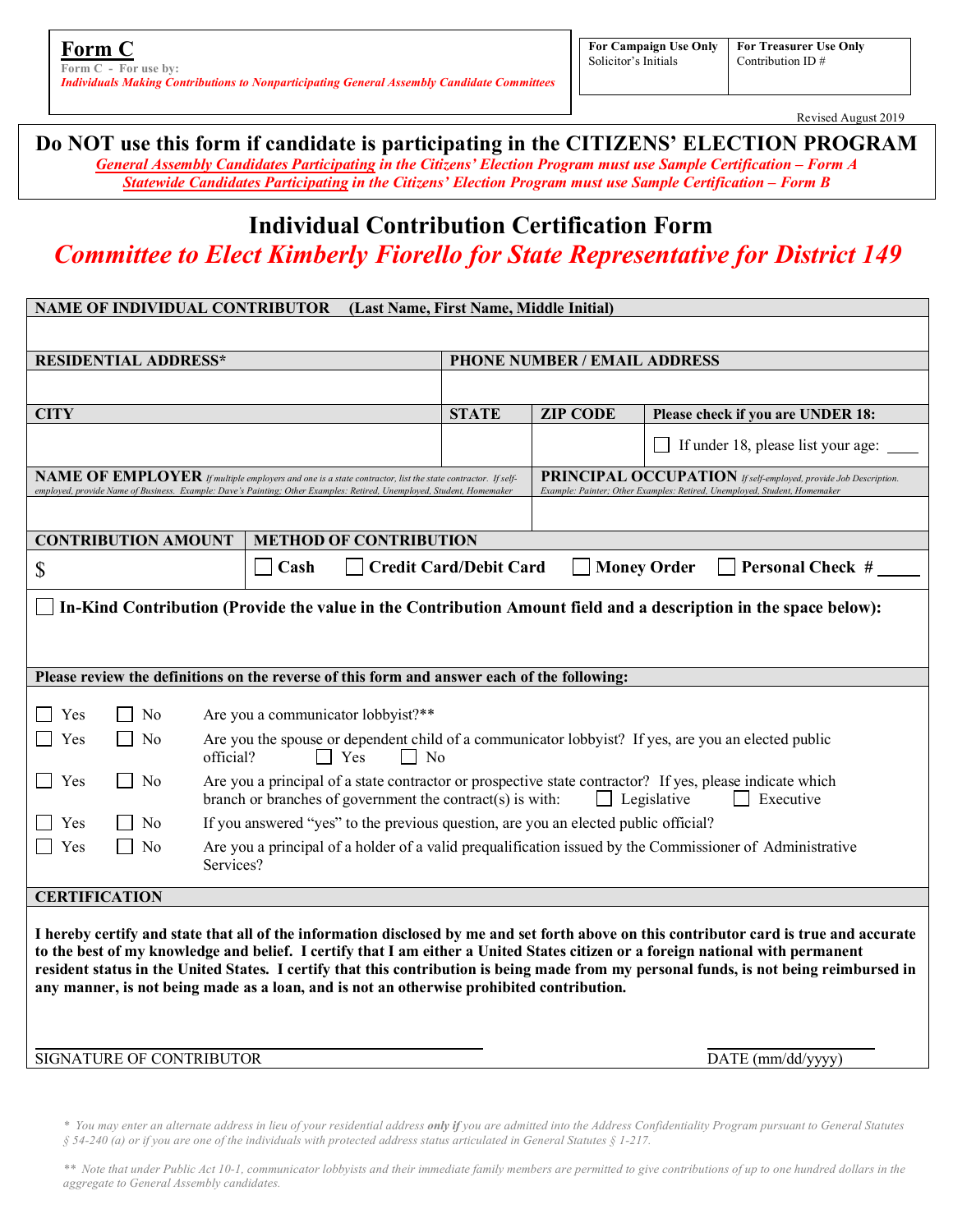**Form C**

Form C - For use by:
*Individuals Making Contributions to Nonparticipating General Assembly Candidate Committees*

| For Campaign Use Only | For Treasurer Use Only |
|---|---|
| Solicitor's Initials | Contribution ID # |

Revised August 2019

## Do NOT use this form if candidate is participating in the CITIZENS' ELECTION PROGRAM

*General Assembly Candidates Participating in the Citizens' Election Program must use Sample Certification – Form A*

*Statewide Candidates Participating in the Citizens' Election Program must use Sample Certification – Form B*

# Individual Contribution Certification Form

## *Committee to Elect Kimberly Fiorello for State Representative for District 149*

**NAME OF INDIVIDUAL CONTRIBUTOR (Last Name, First Name, Middle Initial)**

| **RESIDENTIAL ADDRESS*** | | | **PHONE NUMBER / EMAIL ADDRESS** |
|---|---|---|---|
| | | | |
| **CITY** | **STATE** | **ZIP CODE** | **Please check if you are UNDER 18:** |
| | | | ☐ If under 18, please list your age: ____ |

**NAME OF EMPLOYER** *If multiple employers and one is a state contractor, list the state contractor. If self-employed, provide Name of Business. Example: Dave's Painting; Other Examples: Retired, Unemployed, Student, Homemaker*

**PRINCIPAL OCCUPATION** *If self-employed, provide Job Description. Example: Painter; Other Examples: Retired, Unemployed, Student, Homemaker*

| **CONTRIBUTION AMOUNT** | **METHOD OF CONTRIBUTION** |
|---|---|
| $ | ☐ Cash ☐ Credit Card/Debit Card ☐ Money Order ☐ Personal Check # _____ |

☐ **In-Kind Contribution (Provide the value in the Contribution Amount field and a description in the space below):**

**Please review the definitions on the reverse of this form and answer each of the following:**

- ☐ Yes ☐ No — Are you a communicator lobbyist?**
- ☐ Yes ☐ No — Are you the spouse or dependent child of a communicator lobbyist? If yes, are you an elected public official? ☐ Yes ☐ No
- ☐ Yes ☐ No — Are you a principal of a state contractor or prospective state contractor? If yes, please indicate which branch or branches of government the contract(s) is with: ☐ Legislative ☐ Executive
- ☐ Yes ☐ No — If you answered "yes" to the previous question, are you an elected public official?
- ☐ Yes ☐ No — Are you a principal of a holder of a valid prequalification issued by the Commissioner of Administrative Services?

**CERTIFICATION**

**I hereby certify and state that all of the information disclosed by me and set forth above on this contributor card is true and accurate to the best of my knowledge and belief. I certify that I am either a United States citizen or a foreign national with permanent resident status in the United States. I certify that this contribution is being made from my personal funds, is not being reimbursed in any manner, is not being made as a loan, and is not an otherwise prohibited contribution.**

_______________________________ SIGNATURE OF CONTRIBUTOR

_______________ DATE (mm/dd/yyyy)

*\* You may enter an alternate address in lieu of your residential address **only if** you are admitted into the Address Confidentiality Program pursuant to General Statutes § 54-240 (a) or if you are one of the individuals with protected address status articulated in General Statutes § 1-217.*

*\*\* Note that under Public Act 10-1, communicator lobbyists and their immediate family members are permitted to give contributions of up to one hundred dollars in the aggregate to General Assembly candidates.*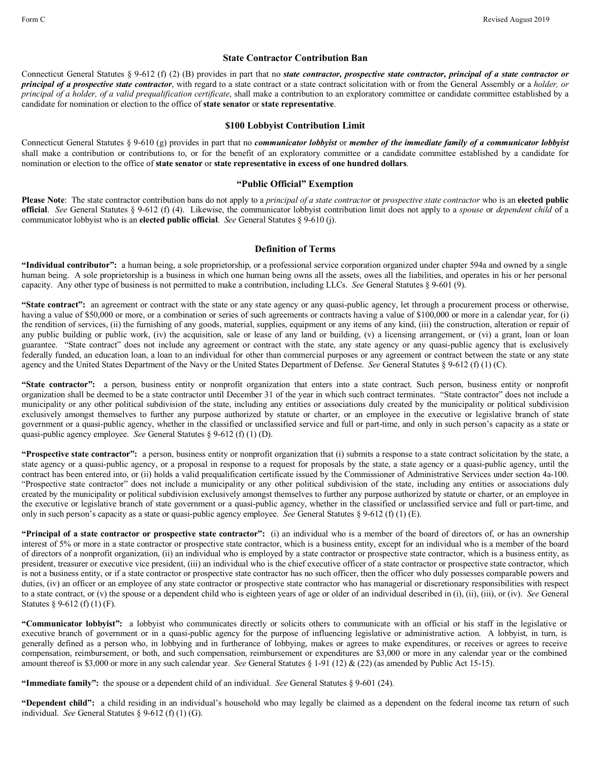### State Contractor Contribution Ban

Connecticut General Statutes § 9-612 (f) (2) (B) provides in part that no ***state contractor, prospective state contractor, principal of a state contractor or principal of a prospective state contractor***, with regard to a state contract or a state contract solicitation with or from the General Assembly or a *holder, or principal of a holder, of a valid prequalification certificate*, shall make a contribution to an exploratory committee or candidate committee established by a candidate for nomination or election to the office of **state senator** or **state representative**.

### $100 Lobbyist Contribution Limit

Connecticut General Statutes § 9-610 (g) provides in part that no ***communicator lobbyist*** or ***member of the immediate family of a communicator lobbyist*** shall make a contribution or contributions to, or for the benefit of an exploratory committee or a candidate committee established by a candidate for nomination or election to the office of **state senator** or **state representative in excess of one hundred dollars**.

### "Public Official" Exemption

**Please Note**: The state contractor contribution bans do not apply to a *principal of a state contractor* or *prospective state contractor* who is an **elected public official**. *See* General Statutes § 9-612 (f) (4). Likewise, the communicator lobbyist contribution limit does not apply to a *spouse* or *dependent child* of a communicator lobbyist who is an **elected public official**. *See* General Statutes § 9-610 (j).

### Definition of Terms

**"Individual contributor":** a human being, a sole proprietorship, or a professional service corporation organized under chapter 594a and owned by a single human being. A sole proprietorship is a business in which one human being owns all the assets, owes all the liabilities, and operates in his or her personal capacity. Any other type of business is not permitted to make a contribution, including LLCs. *See* General Statutes § 9-601 (9).

**"State contract":** an agreement or contract with the state or any state agency or any quasi-public agency, let through a procurement process or otherwise, having a value of $50,000 or more, or a combination or series of such agreements or contracts having a value of $100,000 or more in a calendar year, for (i) the rendition of services, (ii) the furnishing of any goods, material, supplies, equipment or any items of any kind, (iii) the construction, alteration or repair of any public building or public work, (iv) the acquisition, sale or lease of any land or building, (v) a licensing arrangement, or (vi) a grant, loan or loan guarantee. "State contract" does not include any agreement or contract with the state, any state agency or any quasi-public agency that is exclusively federally funded, an education loan, a loan to an individual for other than commercial purposes or any agreement or contract between the state or any state agency and the United States Department of the Navy or the United States Department of Defense. *See* General Statutes § 9-612 (f) (1) (C).

**"State contractor":** a person, business entity or nonprofit organization that enters into a state contract. Such person, business entity or nonprofit organization shall be deemed to be a state contractor until December 31 of the year in which such contract terminates. "State contractor" does not include a municipality or any other political subdivision of the state, including any entities or associations duly created by the municipality or political subdivision exclusively amongst themselves to further any purpose authorized by statute or charter, or an employee in the executive or legislative branch of state government or a quasi-public agency, whether in the classified or unclassified service and full or part-time, and only in such person's capacity as a state or quasi-public agency employee. *See* General Statutes § 9-612 (f) (1) (D).

**"Prospective state contractor":** a person, business entity or nonprofit organization that (i) submits a response to a state contract solicitation by the state, a state agency or a quasi-public agency, or a proposal in response to a request for proposals by the state, a state agency or a quasi-public agency, until the contract has been entered into, or (ii) holds a valid prequalification certificate issued by the Commissioner of Administrative Services under section 4a-100. "Prospective state contractor" does not include a municipality or any other political subdivision of the state, including any entities or associations duly created by the municipality or political subdivision exclusively amongst themselves to further any purpose authorized by statute or charter, or an employee in the executive or legislative branch of state government or a quasi-public agency, whether in the classified or unclassified service and full or part-time, and only in such person's capacity as a state or quasi-public agency employee. *See* General Statutes § 9-612 (f) (1) (E).

**"Principal of a state contractor or prospective state contractor":** (i) an individual who is a member of the board of directors of, or has an ownership interest of 5% or more in a state contractor or prospective state contractor, which is a business entity, except for an individual who is a member of the board of directors of a nonprofit organization, (ii) an individual who is employed by a state contractor or prospective state contractor, which is a business entity, as president, treasurer or executive vice president, (iii) an individual who is the chief executive officer of a state contractor or prospective state contractor, which is not a business entity, or if a state contractor or prospective state contractor has no such officer, then the officer who duly possesses comparable powers and duties, (iv) an officer or an employee of any state contractor or prospective state contractor who has managerial or discretionary responsibilities with respect to a state contract, or (v) the spouse or a dependent child who is eighteen years of age or older of an individual described in (i), (ii), (iii), or (iv). *See* General Statutes § 9-612 (f) (1) (F).

**"Communicator lobbyist":** a lobbyist who communicates directly or solicits others to communicate with an official or his staff in the legislative or executive branch of government or in a quasi-public agency for the purpose of influencing legislative or administrative action. A lobbyist, in turn, is generally defined as a person who, in lobbying and in furtherance of lobbying, makes or agrees to make expenditures, or receives or agrees to receive compensation, reimbursement, or both, and such compensation, reimbursement or expenditures are $3,000 or more in any calendar year or the combined amount thereof is $3,000 or more in any such calendar year. *See* General Statutes § 1-91 (12) & (22) (as amended by Public Act 15-15).

**"Immediate family":** the spouse or a dependent child of an individual. *See* General Statutes § 9-601 (24).

**"Dependent child":** a child residing in an individual's household who may legally be claimed as a dependent on the federal income tax return of such individual. *See* General Statutes § 9-612 (f) (1) (G).